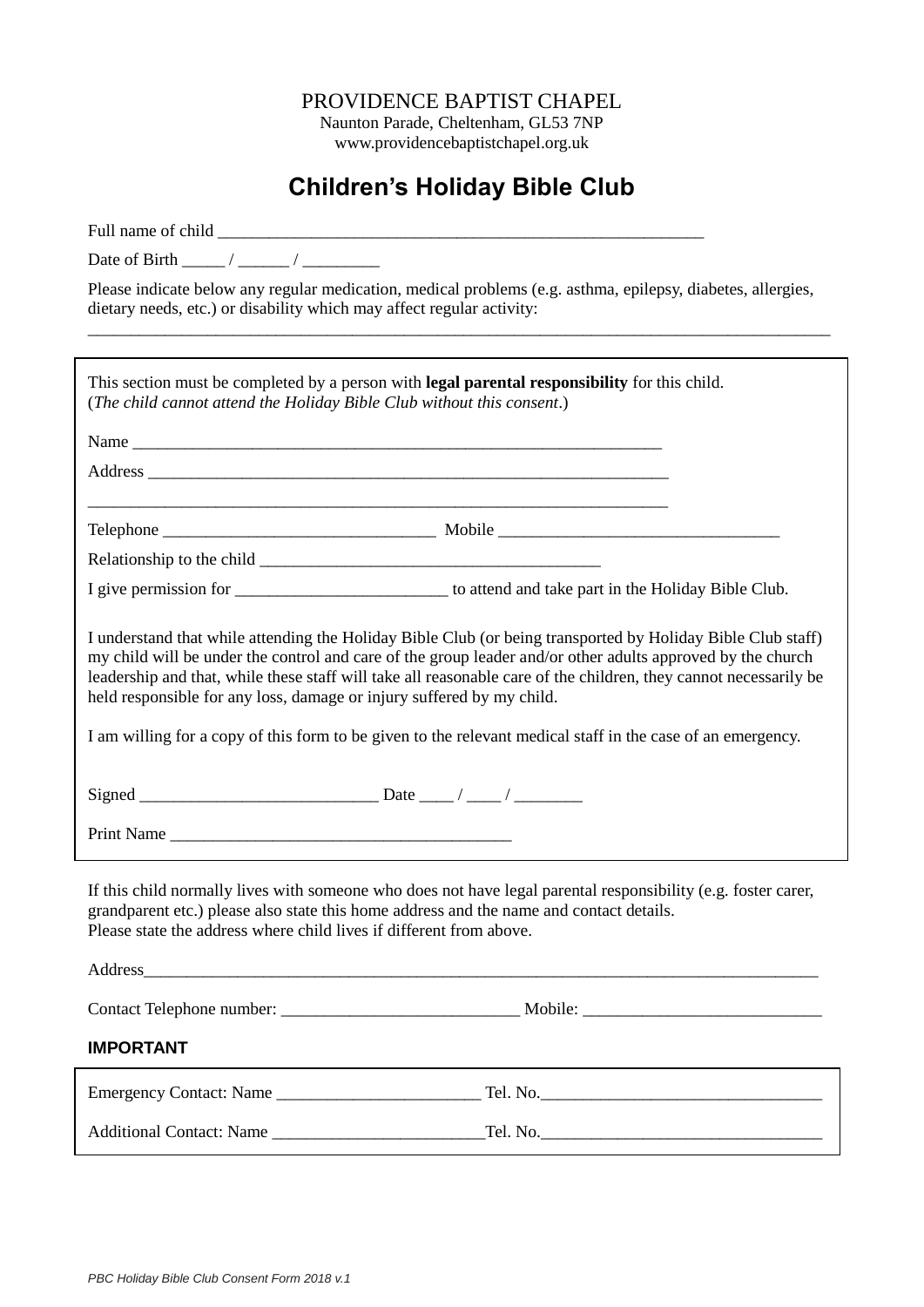PROVIDENCE BAPTIST CHAPEL
Naunton Parade, Cheltenham, GL53 7NP
www.providencebaptistchapel.org.uk

# Children's Holiday Bible Club

Full name of child ___________________________________________________________

Date of Birth _____ / ______ / _________

Please indicate below any regular medication, medical problems (e.g. asthma, epilepsy, diabetes, allergies, dietary needs, etc.) or disability which may affect regular activity:
_____________________________________________________________________________________________

This section must be completed by a person with **legal parental responsibility** for this child.
(*The child cannot attend the Holiday Bible Club without this consent*.)

Name _________________________________________________________________

Address _______________________________________________________________

_____________________________________________________________________

Telephone _________________________________ Mobile _________________________________

Relationship to the child ________________________________________

I give permission for _________________________ to attend and take part in the Holiday Bible Club.

I understand that while attending the Holiday Bible Club (or being transported by Holiday Bible Club staff) my child will be under the control and care of the group leader and/or other adults approved by the church leadership and that, while these staff will take all reasonable care of the children, they cannot necessarily be held responsible for any loss, damage or injury suffered by my child.

I am willing for a copy of this form to be given to the relevant medical staff in the case of an emergency.

Signed ____________________________ Date ____ / ____ / ________

Print Name ________________________________________

If this child normally lives with someone who does not have legal parental responsibility (e.g. foster carer, grandparent etc.) please also state this home address and the name and contact details.
Please state the address where child lives if different from above.

Address_______________________________________________________________________________________

Contact Telephone number: ____________________________ Mobile: ____________________________

**IMPORTANT**

Emergency Contact: Name ________________________ Tel. No.__________________________________

Additional Contact: Name _________________________Tel. No.__________________________________

*PBC Holiday Bible Club Consent Form 2018 v.1*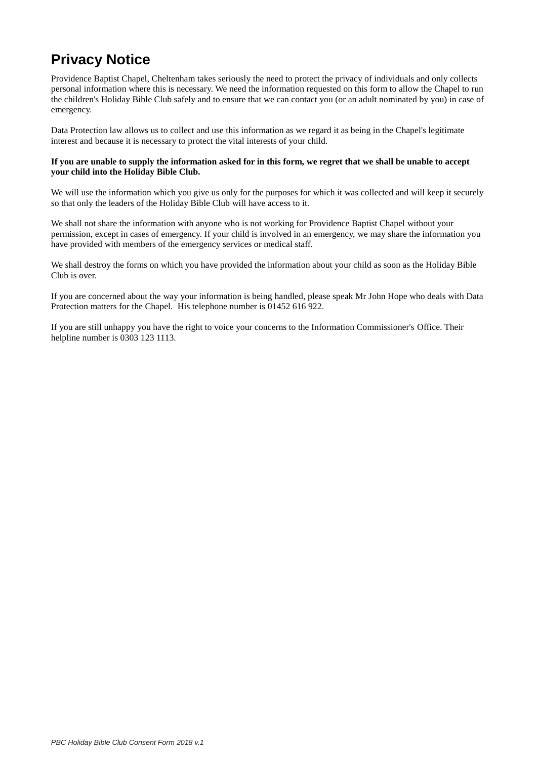# Privacy Notice

Providence Baptist Chapel, Cheltenham takes seriously the need to protect the privacy of individuals and only collects personal information where this is necessary. We need the information requested on this form to allow the Chapel to run the children's Holiday Bible Club safely and to ensure that we can contact you (or an adult nominated by you) in case of emergency.

Data Protection law allows us to collect and use this information as we regard it as being in the Chapel's legitimate interest and because it is necessary to protect the vital interests of your child.

**If you are unable to supply the information asked for in this form, we regret that we shall be unable to accept your child into the Holiday Bible Club.**

We will use the information which you give us only for the purposes for which it was collected and will keep it securely so that only the leaders of the Holiday Bible Club will have access to it.

We shall not share the information with anyone who is not working for Providence Baptist Chapel without your permission, except in cases of emergency. If your child is involved in an emergency, we may share the information you have provided with members of the emergency services or medical staff.

We shall destroy the forms on which you have provided the information about your child as soon as the Holiday Bible Club is over.

If you are concerned about the way your information is being handled, please speak Mr John Hope who deals with Data Protection matters for the Chapel. His telephone number is 01452 616 922.

If you are still unhappy you have the right to voice your concerns to the Information Commissioner's Office. Their helpline number is 0303 123 1113.